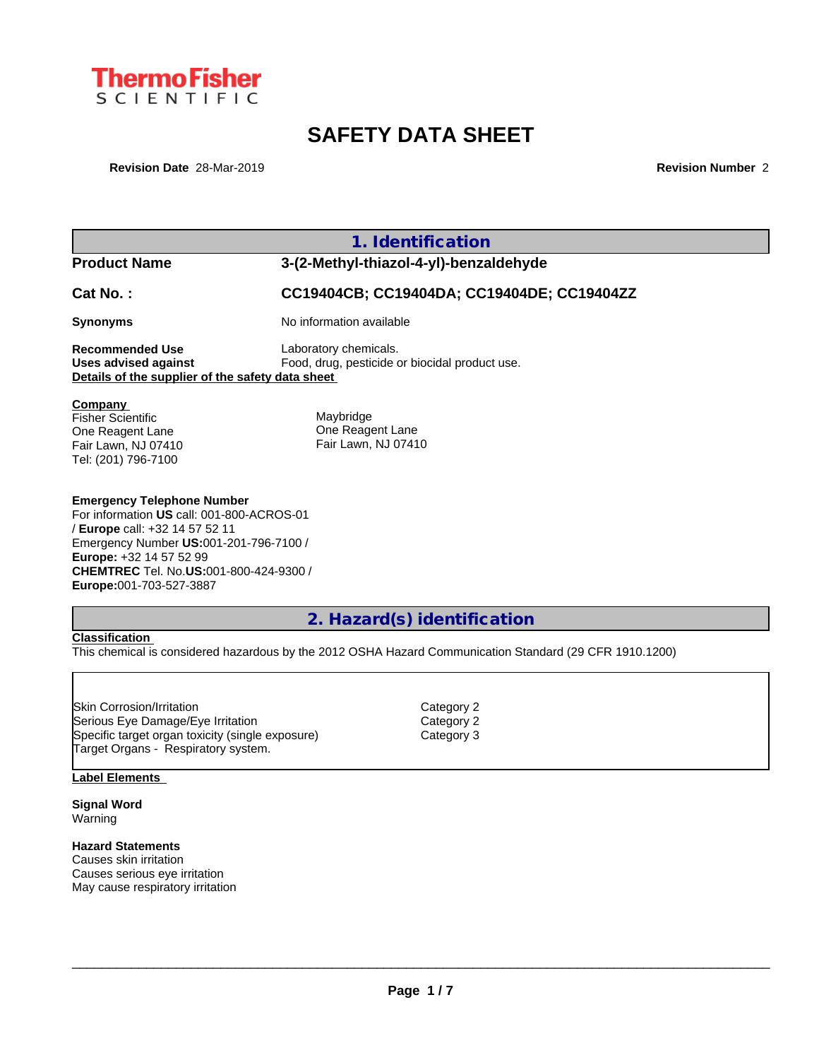Thermo Fisher SCIENTIFIC

# SAFETY DATA SHEET

**Revision Date** 28-Mar-2019 **Revision Number** 2

## 1. Identification

**Product Name** 3-(2-Methyl-thiazol-4-yl)-benzaldehyde

**Cat No. :** CC19404CB; CC19404DA; CC19404DE; CC19404ZZ

**Synonyms** No information available

**Recommended Use** Laboratory chemicals.
**Uses advised against** Food, drug, pesticide or biocidal product use.

**Details of the supplier of the safety data sheet**

**Company**
Fisher Scientific
One Reagent Lane
Fair Lawn, NJ 07410
Tel: (201) 796-7100

Maybridge
One Reagent Lane
Fair Lawn, NJ 07410

**Emergency Telephone Number**
For information **US** call: 001-800-ACROS-01 / **Europe** call: +32 14 57 52 11
Emergency Number **US:**001-201-796-7100 / **Europe:** +32 14 57 52 99
**CHEMTREC** Tel. No.**US:**001-800-424-9300 / **Europe:**001-703-527-3887

## 2. Hazard(s) identification

**Classification**
This chemical is considered hazardous by the 2012 OSHA Hazard Communication Standard (29 CFR 1910.1200)

| | |
|---|---|
| Skin Corrosion/Irritation | Category 2 |
| Serious Eye Damage/Eye Irritation | Category 2 |
| Specific target organ toxicity (single exposure) | Category 3 |
| Target Organs - Respiratory system. | |

**Label Elements**

**Signal Word**
Warning

**Hazard Statements**
Causes skin irritation
Causes serious eye irritation
May cause respiratory irritation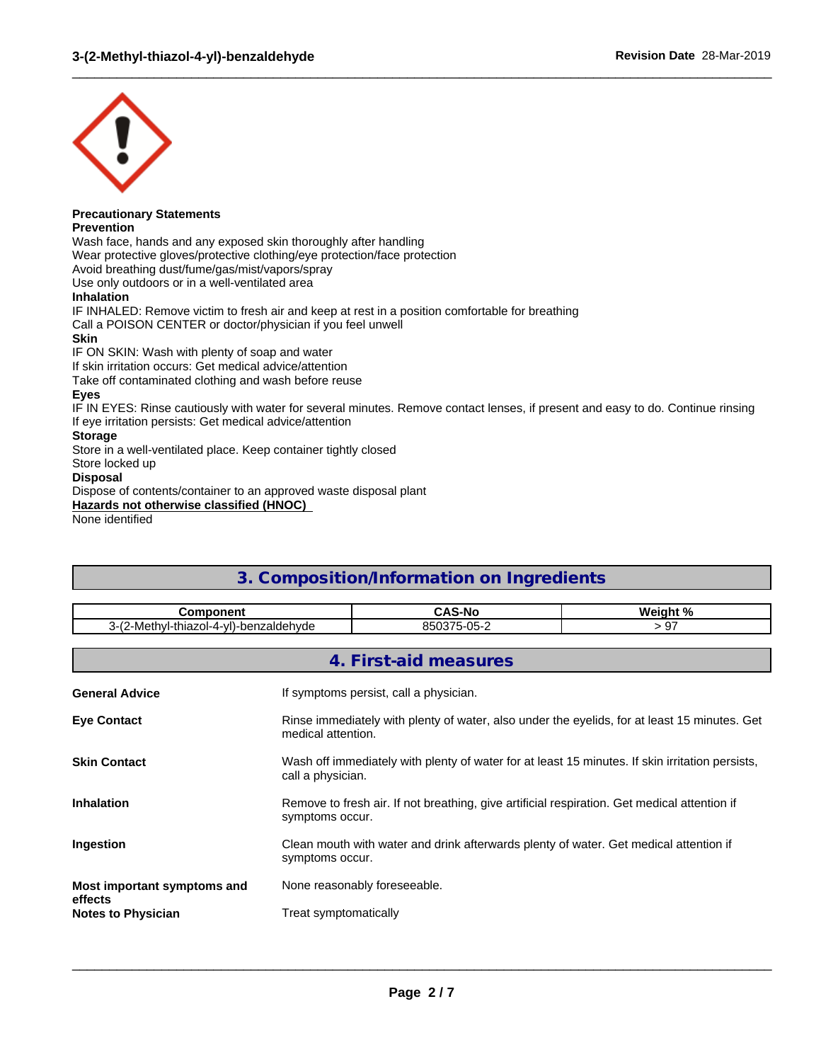**Precautionary Statements**
**Prevention**
Wash face, hands and any exposed skin thoroughly after handling
Wear protective gloves/protective clothing/eye protection/face protection
Avoid breathing dust/fume/gas/mist/vapors/spray
Use only outdoors or in a well-ventilated area
**Inhalation**
IF INHALED: Remove victim to fresh air and keep at rest in a position comfortable for breathing
Call a POISON CENTER or doctor/physician if you feel unwell
**Skin**
IF ON SKIN: Wash with plenty of soap and water
If skin irritation occurs: Get medical advice/attention
Take off contaminated clothing and wash before reuse
**Eyes**
IF IN EYES: Rinse cautiously with water for several minutes. Remove contact lenses, if present and easy to do. Continue rinsing
If eye irritation persists: Get medical advice/attention
**Storage**
Store in a well-ventilated place. Keep container tightly closed
Store locked up
**Disposal**
Dispose of contents/container to an approved waste disposal plant
**Hazards not otherwise classified (HNOC)**
None identified

## 3. Composition/Information on Ingredients

| Component | CAS-No | Weight % |
|---|---|---|
| 3-(2-Methyl-thiazol-4-yl)-benzaldehyde | 850375-05-2 | > 97 |

## 4. First-aid measures

**General Advice**
If symptoms persist, call a physician.

**Eye Contact**
Rinse immediately with plenty of water, also under the eyelids, for at least 15 minutes. Get medical attention.

**Skin Contact**
Wash off immediately with plenty of water for at least 15 minutes. If skin irritation persists, call a physician.

**Inhalation**
Remove to fresh air. If not breathing, give artificial respiration. Get medical attention if symptoms occur.

**Ingestion**
Clean mouth with water and drink afterwards plenty of water. Get medical attention if symptoms occur.

**Most important symptoms and effects**
None reasonably foreseeable.

**Notes to Physician**
Treat symptomatically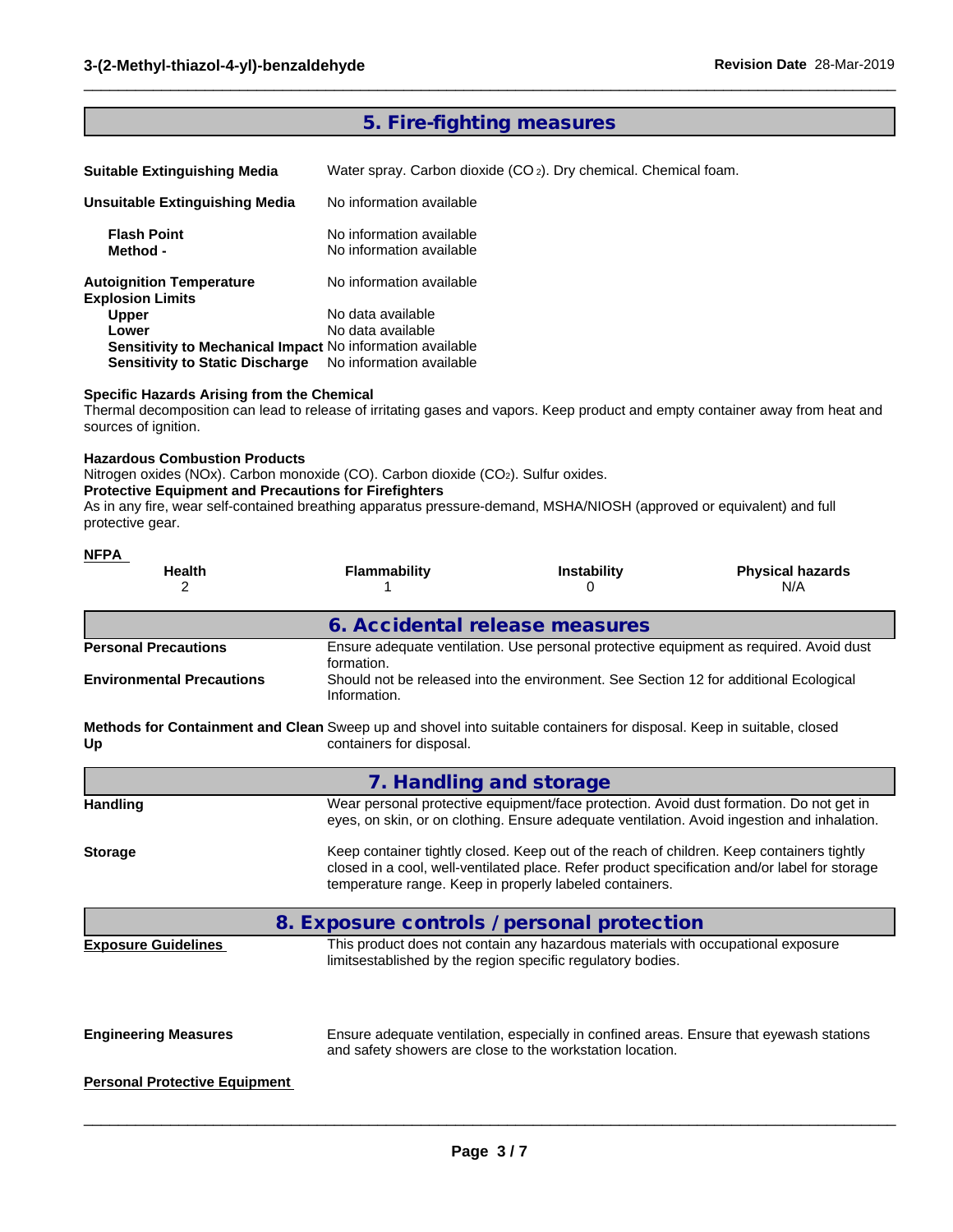## 5. Fire-fighting measures

| | |
|---|---|
| **Suitable Extinguishing Media** | Water spray. Carbon dioxide ($CO_2$). Dry chemical. Chemical foam. |
| **Unsuitable Extinguishing Media** | No information available |
| **Flash Point** | No information available |
| **Method -** | No information available |
| **Autoignition Temperature** | No information available |
| **Explosion Limits** | |
| **Upper** | No data available |
| **Lower** | No data available |
| **Sensitivity to Mechanical Impact** | No information available |
| **Sensitivity to Static Discharge** | No information available |

**Specific Hazards Arising from the Chemical**
Thermal decomposition can lead to release of irritating gases and vapors. Keep product and empty container away from heat and sources of ignition.

**Hazardous Combustion Products**
Nitrogen oxides (NOx). Carbon monoxide (CO). Carbon dioxide ($CO_2$). Sulfur oxides.

**Protective Equipment and Precautions for Firefighters**
As in any fire, wear self-contained breathing apparatus pressure-demand, MSHA/NIOSH (approved or equivalent) and full protective gear.

**NFPA**

| Health | Flammability | Instability | Physical hazards |
|---|---|---|---|
| 2 | 1 | 0 | N/A |

## 6. Accidental release measures

| | |
|---|---|
| **Personal Precautions** | Ensure adequate ventilation. Use personal protective equipment as required. Avoid dust formation. |
| **Environmental Precautions** | Should not be released into the environment. See Section 12 for additional Ecological Information. |
| **Methods for Containment and Clean Up** | Sweep up and shovel into suitable containers for disposal. Keep in suitable, closed containers for disposal. |

## 7. Handling and storage

| | |
|---|---|
| **Handling** | Wear personal protective equipment/face protection. Avoid dust formation. Do not get in eyes, on skin, or on clothing. Ensure adequate ventilation. Avoid ingestion and inhalation. |
| **Storage** | Keep container tightly closed. Keep out of the reach of children. Keep containers tightly closed in a cool, well-ventilated place. Refer product specification and/or label for storage temperature range. Keep in properly labeled containers. |

## 8. Exposure controls / personal protection

| | |
|---|---|
| **Exposure Guidelines** | This product does not contain any hazardous materials with occupational exposure limitsestablished by the region specific regulatory bodies. |
| **Engineering Measures** | Ensure adequate ventilation, especially in confined areas. Ensure that eyewash stations and safety showers are close to the workstation location. |

**Personal Protective Equipment**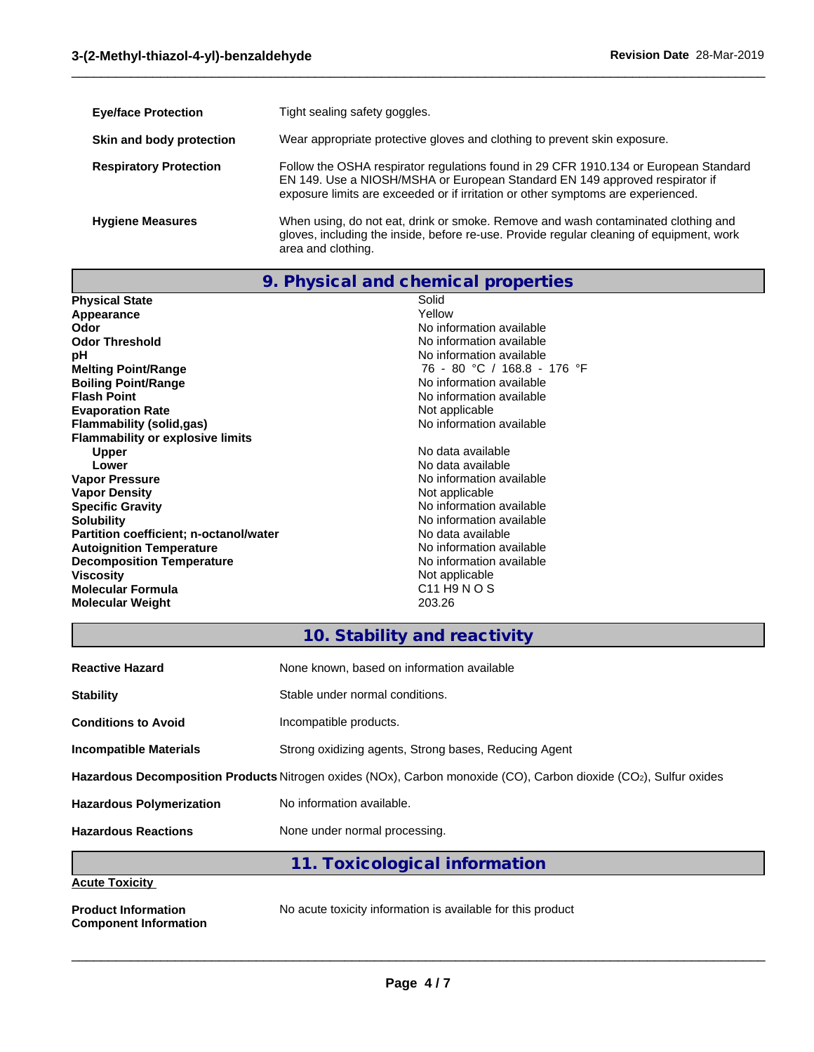| | |
|---|---|
| **Eye/face Protection** | Tight sealing safety goggles. |
| **Skin and body protection** | Wear appropriate protective gloves and clothing to prevent skin exposure. |
| **Respiratory Protection** | Follow the OSHA respirator regulations found in 29 CFR 1910.134 or European Standard EN 149. Use a NIOSH/MSHA or European Standard EN 149 approved respirator if exposure limits are exceeded or if irritation or other symptoms are experienced. |
| **Hygiene Measures** | When using, do not eat, drink or smoke. Remove and wash contaminated clothing and gloves, including the inside, before re-use. Provide regular cleaning of equipment, work area and clothing. |

## 9. Physical and chemical properties

| | |
|---|---|
| **Physical State** | Solid |
| **Appearance** | Yellow |
| **Odor** | No information available |
| **Odor Threshold** | No information available |
| **pH** | No information available |
| **Melting Point/Range** | 76 - 80 °C / 168.8 - 176 °F |
| **Boiling Point/Range** | No information available |
| **Flash Point** | No information available |
| **Evaporation Rate** | Not applicable |
| **Flammability (solid,gas)** | No information available |
| **Flammability or explosive limits** | |
| **Upper** | No data available |
| **Lower** | No data available |
| **Vapor Pressure** | No information available |
| **Vapor Density** | Not applicable |
| **Specific Gravity** | No information available |
| **Solubility** | No information available |
| **Partition coefficient; n-octanol/water** | No data available |
| **Autoignition Temperature** | No information available |
| **Decomposition Temperature** | No information available |
| **Viscosity** | Not applicable |
| **Molecular Formula** | C11 H9 N O S |
| **Molecular Weight** | 203.26 |

## 10. Stability and reactivity

| | |
|---|---|
| **Reactive Hazard** | None known, based on information available |
| **Stability** | Stable under normal conditions. |
| **Conditions to Avoid** | Incompatible products. |
| **Incompatible Materials** | Strong oxidizing agents, Strong bases, Reducing Agent |
| **Hazardous Decomposition Products** | Nitrogen oxides (NOx), Carbon monoxide (CO), Carbon dioxide ($CO_2$), Sulfur oxides |
| **Hazardous Polymerization** | No information available. |
| **Hazardous Reactions** | None under normal processing. |

## 11. Toxicological information

**Acute Toxicity**

| | |
|---|---|
| **Product Information** | No acute toxicity information is available for this product |
| **Component Information** | |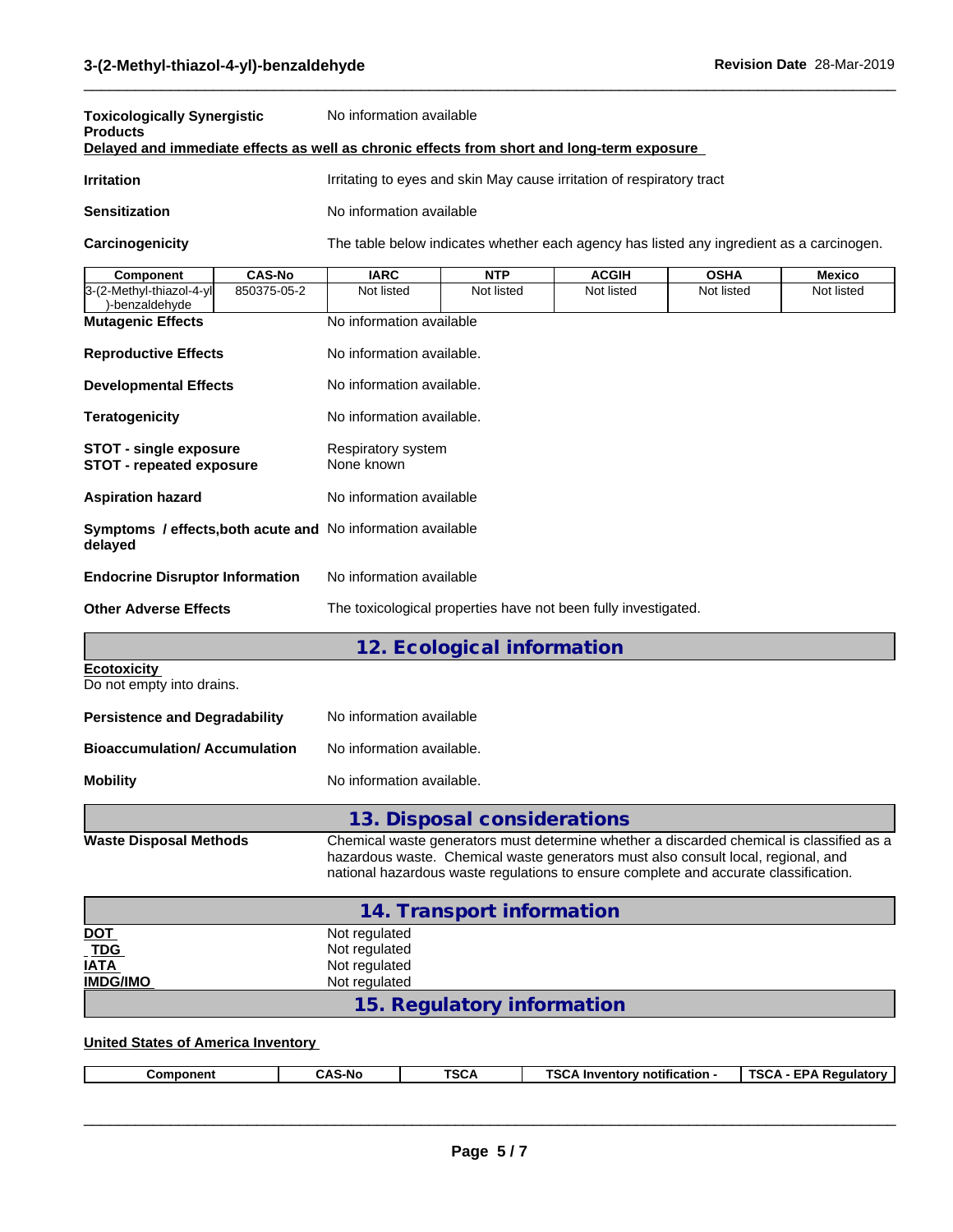**Toxicologically Synergistic Products** No information available

**Delayed and immediate effects as well as chronic effects from short and long-term exposure**

**Irritation** Irritating to eyes and skin May cause irritation of respiratory tract

**Sensitization** No information available

**Carcinogenicity** The table below indicates whether each agency has listed any ingredient as a carcinogen.

| Component | CAS-No | IARC | NTP | ACGIH | OSHA | Mexico |
|---|---|---|---|---|---|---|
| 3-(2-Methyl-thiazol-4-yl)-benzaldehyde | 850375-05-2 | Not listed | Not listed | Not listed | Not listed | Not listed |

**Mutagenic Effects** No information available

**Reproductive Effects** No information available.

**Developmental Effects** No information available.

**Teratogenicity** No information available.

**STOT - single exposure** Respiratory system
**STOT - repeated exposure** None known

**Aspiration hazard** No information available

**Symptoms / effects,both acute and delayed** No information available

**Endocrine Disruptor Information** No information available

**Other Adverse Effects** The toxicological properties have not been fully investigated.

## 12. Ecological information

**Ecotoxicity**
Do not empty into drains.

**Persistence and Degradability** No information available

**Bioaccumulation/ Accumulation** No information available.

**Mobility** No information available.

## 13. Disposal considerations

**Waste Disposal Methods** Chemical waste generators must determine whether a discarded chemical is classified as a hazardous waste. Chemical waste generators must also consult local, regional, and national hazardous waste regulations to ensure complete and accurate classification.

## 14. Transport information

**DOT** Not regulated
**TDG** Not regulated
**IATA** Not regulated
**IMDG/IMO** Not regulated

## 15. Regulatory information

**United States of America Inventory**

| Component | CAS-No | TSCA | TSCA Inventory notification - | TSCA - EPA Regulatory |
|---|---|---|---|---|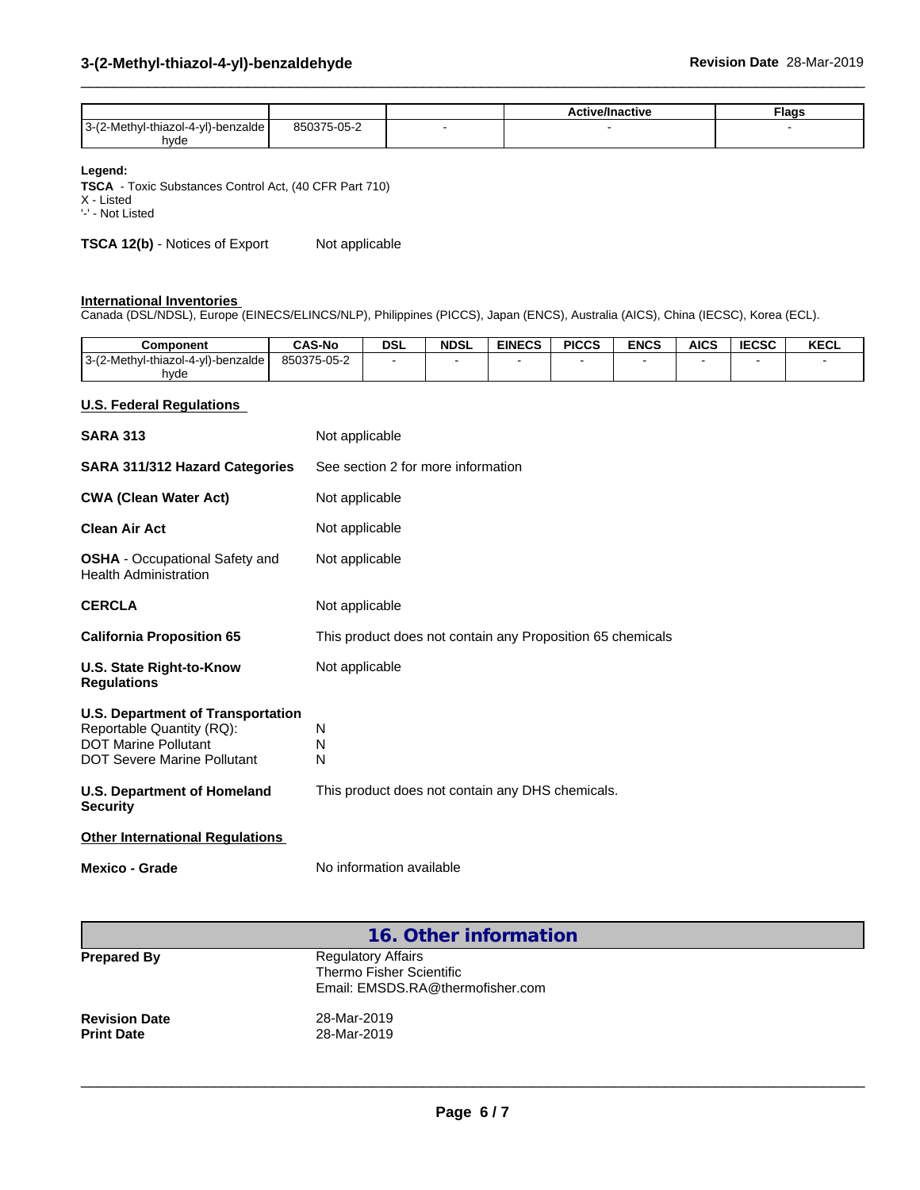| | | | Active/Inactive | Flags |
|---|---|---|---|---|
| 3-(2-Methyl-thiazol-4-yl)-benzaldehyde | 850375-05-2 | - | - | - |

**Legend:**
**TSCA** - Toxic Substances Control Act, (40 CFR Part 710)
X - Listed
'-' - Not Listed

**TSCA 12(b)** - Notices of Export Not applicable

**International Inventories**
Canada (DSL/NDSL), Europe (EINECS/ELINCS/NLP), Philippines (PICCS), Japan (ENCS), Australia (AICS), China (IECSC), Korea (ECL).

| Component | CAS-No | DSL | NDSL | EINECS | PICCS | ENCS | AICS | IECSC | KECL |
|---|---|---|---|---|---|---|---|---|---|
| 3-(2-Methyl-thiazol-4-yl)-benzaldehyde | 850375-05-2 | - | - | - | - | - | - | - | - |

**U.S. Federal Regulations**

**SARA 313** Not applicable

**SARA 311/312 Hazard Categories** See section 2 for more information

**CWA (Clean Water Act)** Not applicable

**Clean Air Act** Not applicable

**OSHA** - Occupational Safety and Health Administration Not applicable

**CERCLA** Not applicable

**California Proposition 65** This product does not contain any Proposition 65 chemicals

**U.S. State Right-to-Know Regulations** Not applicable

**U.S. Department of Transportation**
Reportable Quantity (RQ): N
DOT Marine Pollutant N
DOT Severe Marine Pollutant N

**U.S. Department of Homeland Security** This product does not contain any DHS chemicals.

**Other International Regulations**

**Mexico - Grade** No information available

## 16. Other information

**Prepared By** Regulatory Affairs
Thermo Fisher Scientific
Email: EMSDS.RA@thermofisher.com

**Revision Date** 28-Mar-2019
**Print Date** 28-Mar-2019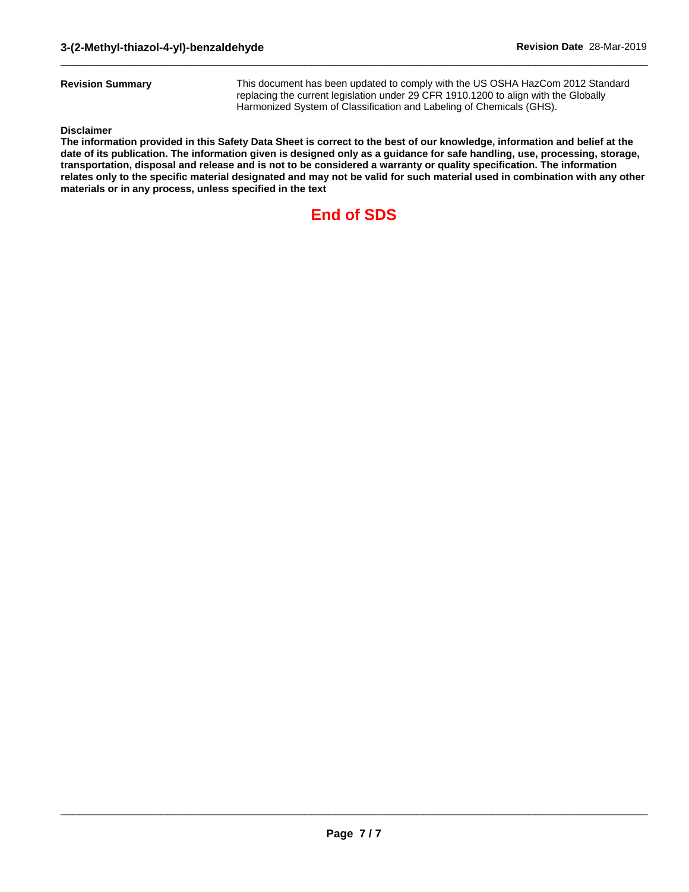**Revision Summary** This document has been updated to comply with the US OSHA HazCom 2012 Standard replacing the current legislation under 29 CFR 1910.1200 to align with the Globally Harmonized System of Classification and Labeling of Chemicals (GHS).

**Disclaimer**

**The information provided in this Safety Data Sheet is correct to the best of our knowledge, information and belief at the date of its publication. The information given is designed only as a guidance for safe handling, use, processing, storage, transportation, disposal and release and is not to be considered a warranty or quality specification. The information relates only to the specific material designated and may not be valid for such material used in combination with any other materials or in any process, unless specified in the text**

## End of SDS